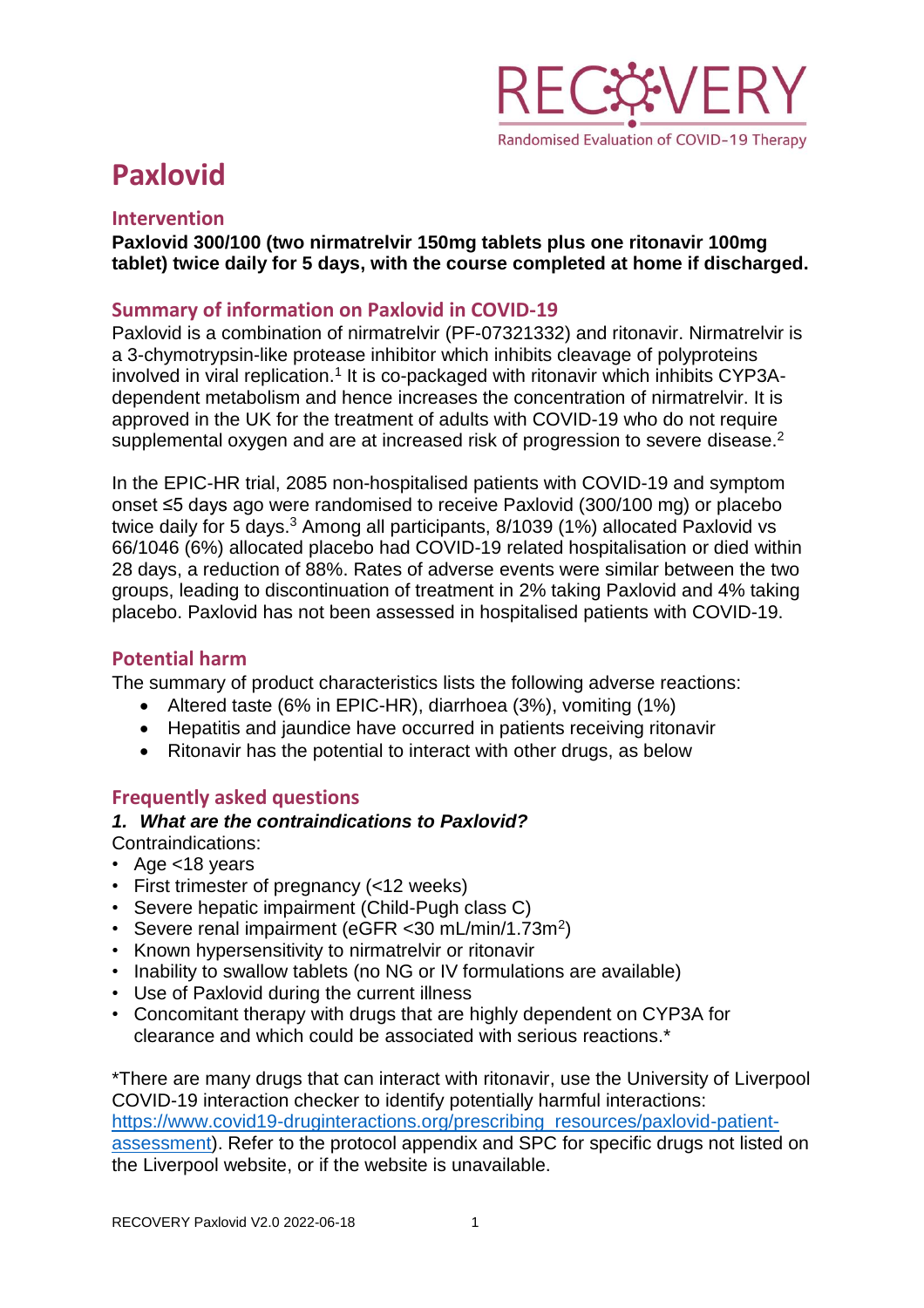# Paxlovid

## Intervention

**Paxlovid 300/100 (two nirmatrelvir 150mg tablets plus one ritonavir 100mg tablet) twice daily for 5 days, with the course completed at home if discharged.**

## Summary of information on Paxlovid in COVID-19

Paxlovid is a combination of nirmatrelvir (PF-07321332) and ritonavir. Nirmatrelvir is a 3-chymotrypsin-like protease inhibitor which inhibits cleavage of polyproteins involved in viral replication.[1] It is co-packaged with ritonavir which inhibits CYP3A-dependent metabolism and hence increases the concentration of nirmatrelvir. It is approved in the UK for the treatment of adults with COVID-19 who do not require supplemental oxygen and are at increased risk of progression to severe disease.[2]

In the EPIC-HR trial, 2085 non-hospitalised patients with COVID-19 and symptom onset ≤5 days ago were randomised to receive Paxlovid (300/100 mg) or placebo twice daily for 5 days.[3] Among all participants, 8/1039 (1%) allocated Paxlovid vs 66/1046 (6%) allocated placebo had COVID-19 related hospitalisation or died within 28 days, a reduction of 88%. Rates of adverse events were similar between the two groups, leading to discontinuation of treatment in 2% taking Paxlovid and 4% taking placebo. Paxlovid has not been assessed in hospitalised patients with COVID-19.

## Potential harm

The summary of product characteristics lists the following adverse reactions:

- Altered taste (6% in EPIC-HR), diarrhoea (3%), vomiting (1%)
- Hepatitis and jaundice have occurred in patients receiving ritonavir
- Ritonavir has the potential to interact with other drugs, as below

## Frequently asked questions

### *1. What are the contraindications to Paxlovid?*

Contraindications:

- Age <18 years
- First trimester of pregnancy (<12 weeks)
- Severe hepatic impairment (Child-Pugh class C)
- Severe renal impairment (eGFR <30 mL/min/1.73m$^2$)
- Known hypersensitivity to nirmatrelvir or ritonavir
- Inability to swallow tablets (no NG or IV formulations are available)
- Use of Paxlovid during the current illness
- Concomitant therapy with drugs that are highly dependent on CYP3A for clearance and which could be associated with serious reactions.*

*There are many drugs that can interact with ritonavir, use the University of Liverpool COVID-19 interaction checker to identify potentially harmful interactions: https://www.covid19-druginteractions.org/prescribing_resources/paxlovid-patient-assessment). Refer to the protocol appendix and SPC for specific drugs not listed on the Liverpool website, or if the website is unavailable.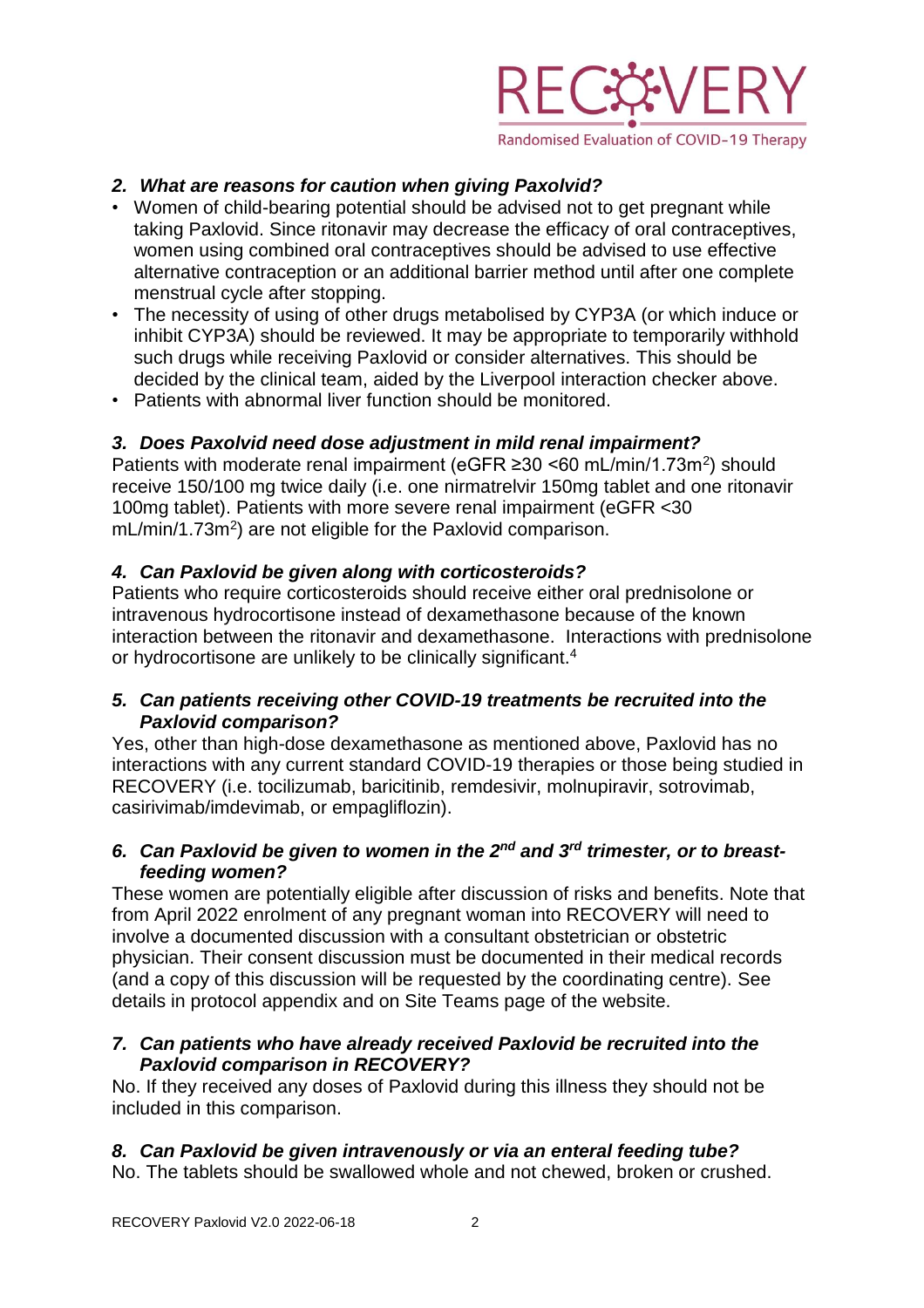### *2. What are reasons for caution when giving Paxolvid?*

- Women of child-bearing potential should be advised not to get pregnant while taking Paxlovid. Since ritonavir may decrease the efficacy of oral contraceptives, women using combined oral contraceptives should be advised to use effective alternative contraception or an additional barrier method until after one complete menstrual cycle after stopping.
- The necessity of using of other drugs metabolised by CYP3A (or which induce or inhibit CYP3A) should be reviewed. It may be appropriate to temporarily withhold such drugs while receiving Paxlovid or consider alternatives. This should be decided by the clinical team, aided by the Liverpool interaction checker above.
- Patients with abnormal liver function should be monitored.

### *3. Does Paxolvid need dose adjustment in mild renal impairment?*

Patients with moderate renal impairment (eGFR ≥30 <60 mL/min/1.73m$^2$) should receive 150/100 mg twice daily (i.e. one nirmatrelvir 150mg tablet and one ritonavir 100mg tablet). Patients with more severe renal impairment (eGFR <30 mL/min/1.73m$^2$) are not eligible for the Paxlovid comparison.

### *4. Can Paxlovid be given along with corticosteroids?*

Patients who require corticosteroids should receive either oral prednisolone or intravenous hydrocortisone instead of dexamethasone because of the known interaction between the ritonavir and dexamethasone. Interactions with prednisolone or hydrocortisone are unlikely to be clinically significant.[4]

### *5. Can patients receiving other COVID-19 treatments be recruited into the Paxlovid comparison?*

Yes, other than high-dose dexamethasone as mentioned above, Paxlovid has no interactions with any current standard COVID-19 therapies or those being studied in RECOVERY (i.e. tocilizumab, baricitinib, remdesivir, molnupiravir, sotrovimab, casirivimab/imdevimab, or empagliflozin).

### *6. Can Paxlovid be given to women in the 2$^{nd}$ and 3$^{rd}$ trimester, or to breast-feeding women?*

These women are potentially eligible after discussion of risks and benefits. Note that from April 2022 enrolment of any pregnant woman into RECOVERY will need to involve a documented discussion with a consultant obstetrician or obstetric physician. Their consent discussion must be documented in their medical records (and a copy of this discussion will be requested by the coordinating centre). See details in protocol appendix and on Site Teams page of the website.

### *7. Can patients who have already received Paxlovid be recruited into the Paxlovid comparison in RECOVERY?*

No. If they received any doses of Paxlovid during this illness they should not be included in this comparison.

### *8. Can Paxlovid be given intravenously or via an enteral feeding tube?*

No. The tablets should be swallowed whole and not chewed, broken or crushed.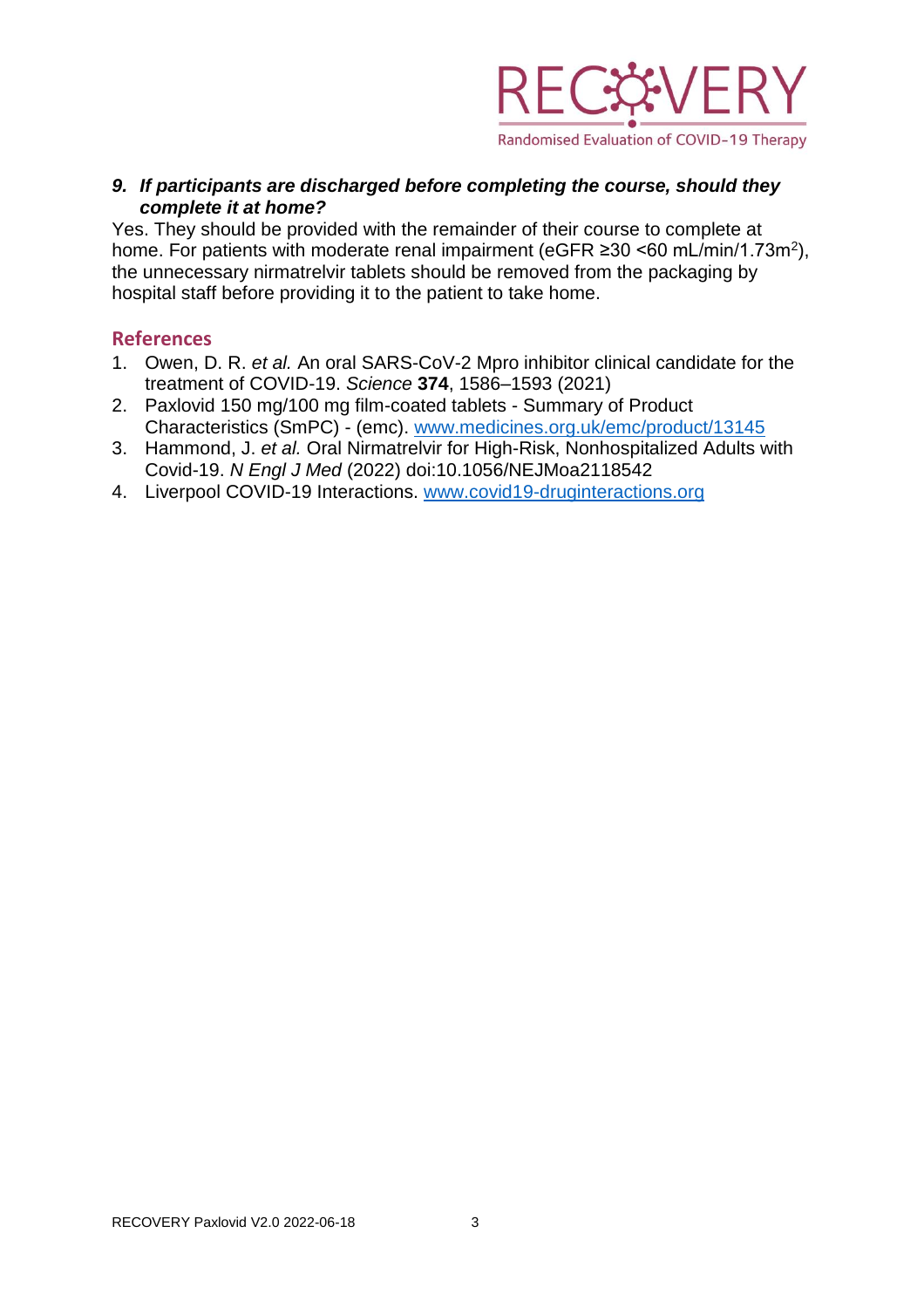9. ***If participants are discharged before completing the course, should they complete it at home?***

Yes. They should be provided with the remainder of their course to complete at home. For patients with moderate renal impairment (eGFR ≥30 <60 mL/min/1.73m$^2$), the unnecessary nirmatrelvir tablets should be removed from the packaging by hospital staff before providing it to the patient to take home.

## References

1. Owen, D. R. *et al.* An oral SARS-CoV-2 Mpro inhibitor clinical candidate for the treatment of COVID-19. *Science* **374**, 1586–1593 (2021)
2. Paxlovid 150 mg/100 mg film-coated tablets - Summary of Product Characteristics (SmPC) - (emc). www.medicines.org.uk/emc/product/13145
3. Hammond, J. *et al.* Oral Nirmatrelvir for High-Risk, Nonhospitalized Adults with Covid-19. *N Engl J Med* (2022) doi:10.1056/NEJMoa2118542
4. Liverpool COVID-19 Interactions. www.covid19-druginteractions.org